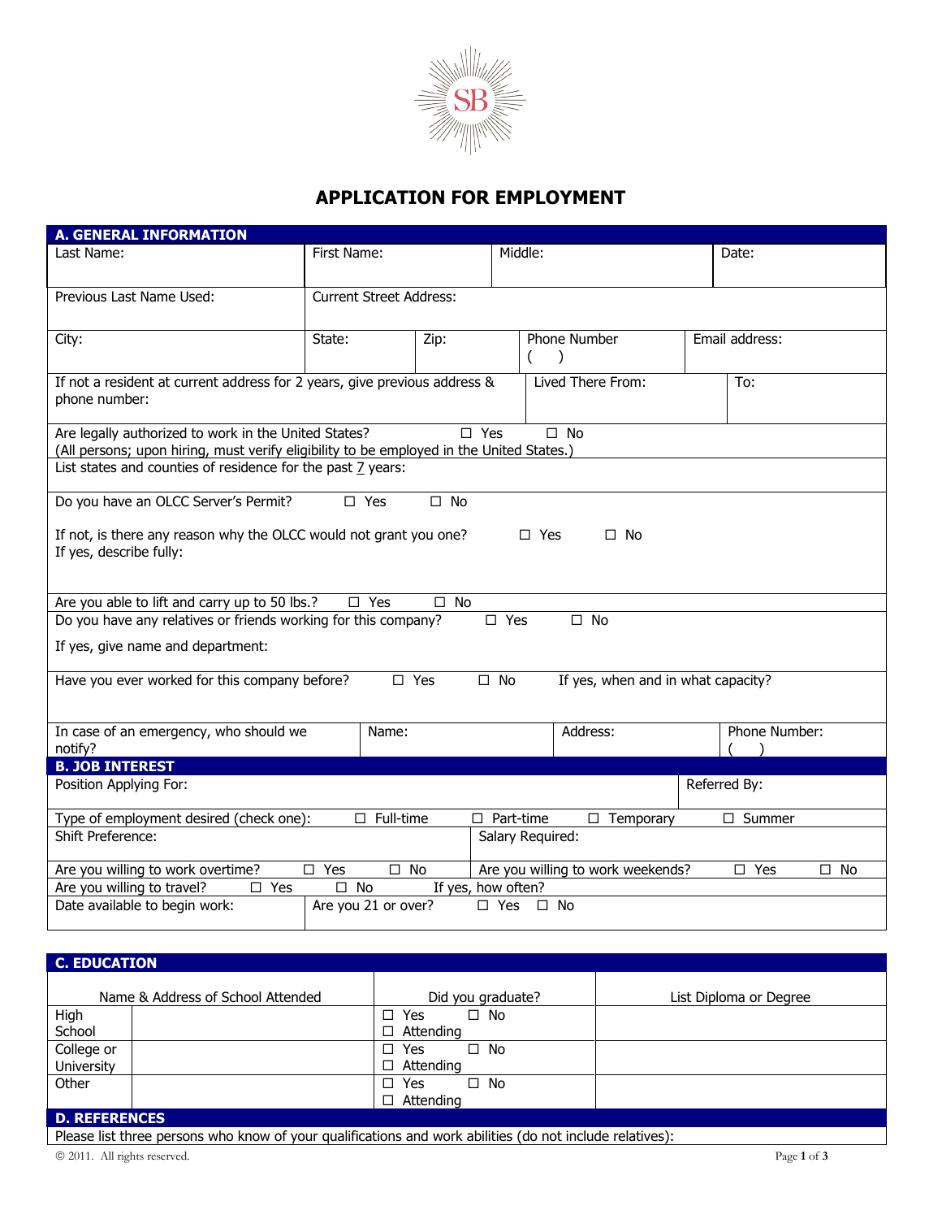SB

# APPLICATION FOR EMPLOYMENT

## A. GENERAL INFORMATION

| Last Name: | First Name: | Middle: | Date: |
|---|---|---|---|
| | | | |

| Previous Last Name Used: | Current Street Address: |
|---|---|
| | |

| City: | State: | Zip: | Phone Number ( ) | Email address: |
|---|---|---|---|---|
| | | | | |

| If not a resident at current address for 2 years, give previous address & phone number: | Lived There From: | To: |
|---|---|---|
| | | |

Are legally authorized to work in the United States? ☐ Yes ☐ No
(All persons; upon hiring, must verify eligibility to be employed in the United States.)

List states and counties of residence for the past 7 years:

Do you have an OLCC Server's Permit? ☐ Yes ☐ No

If not, is there any reason why the OLCC would not grant you one? ☐ Yes ☐ No
If yes, describe fully:

Are you able to lift and carry up to 50 lbs.? ☐ Yes ☐ No

Do you have any relatives or friends working for this company? ☐ Yes ☐ No

If yes, give name and department:

Have you ever worked for this company before? ☐ Yes ☐ No If yes, when and in what capacity?

| In case of an emergency, who should we notify? | Name: | Address: | Phone Number: ( ) |
|---|---|---|---|
| | | | |

## B. JOB INTEREST

| Position Applying For: | Referred By: |
|---|---|
| | |

Type of employment desired (check one): ☐ Full-time ☐ Part-time ☐ Temporary ☐ Summer

| Shift Preference: | Salary Required: |
|---|---|
| | |

Are you willing to work overtime? ☐ Yes ☐ No Are you willing to work weekends? ☐ Yes ☐ No

Are you willing to travel? ☐ Yes ☐ No If yes, how often?

Date available to begin work: Are you 21 or over? ☐ Yes ☐ No

## C. EDUCATION

| | Name & Address of School Attended | Did you graduate? | List Diploma or Degree |
|---|---|---|---|
| High School | | ☐ Yes ☐ No ☐ Attending | |
| College or University | | ☐ Yes ☐ No ☐ Attending | |
| Other | | ☐ Yes ☐ No ☐ Attending | |

## D. REFERENCES

Please list three persons who know of your qualifications and work abilities (do not include relatives):

© 2011. All rights reserved.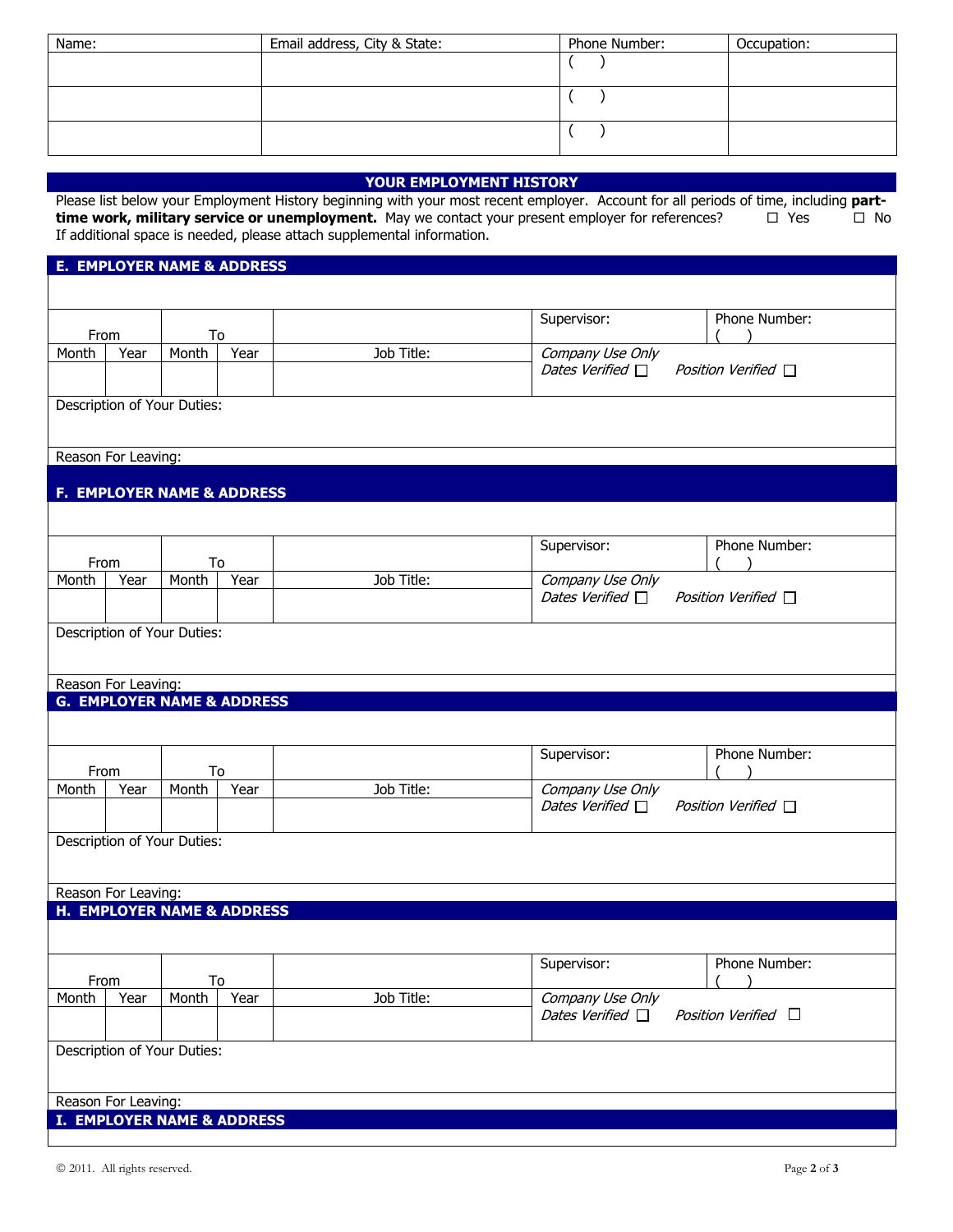| Name: | Email address, City & State: | Phone Number: | Occupation: |
|---|---|---|---|
| | | ( ) | |
| | | ( ) | |
| | | ( ) | |

## YOUR EMPLOYMENT HISTORY

Please list below your Employment History beginning with your most recent employer. Account for all periods of time, including **part-time work, military service or unemployment.** May we contact your present employer for references? ☐ Yes ☐ No

If additional space is needed, please attach supplemental information.

### E. EMPLOYER NAME & ADDRESS

| From | | To | | | Supervisor: | Phone Number: ( ) |
|---|---|---|---|---|---|---|
| Month | Year | Month | Year | Job Title: | *Company Use Only* *Dates Verified* ☐ | *Position Verified* ☐ |
| | | | | | | |

Description of Your Duties:

Reason For Leaving:

### F. EMPLOYER NAME & ADDRESS

| From | | To | | | Supervisor: | Phone Number: ( ) |
|---|---|---|---|---|---|---|
| Month | Year | Month | Year | Job Title: | *Company Use Only* *Dates Verified* ☐ | *Position Verified* ☐ |
| | | | | | | |

Description of Your Duties:

Reason For Leaving:

### G. EMPLOYER NAME & ADDRESS

| From | | To | | | Supervisor: | Phone Number: ( ) |
|---|---|---|---|---|---|---|
| Month | Year | Month | Year | Job Title: | *Company Use Only* *Dates Verified* ☐ | *Position Verified* ☐ |
| | | | | | | |

Description of Your Duties:

Reason For Leaving:

### H. EMPLOYER NAME & ADDRESS

| From | | To | | | Supervisor: | Phone Number: ( ) |
|---|---|---|---|---|---|---|
| Month | Year | Month | Year | Job Title: | *Company Use Only* *Dates Verified* ☐ | *Position Verified* ☐ |
| | | | | | | |

Description of Your Duties:

Reason For Leaving:

### I. EMPLOYER NAME & ADDRESS

© 2011. All rights reserved.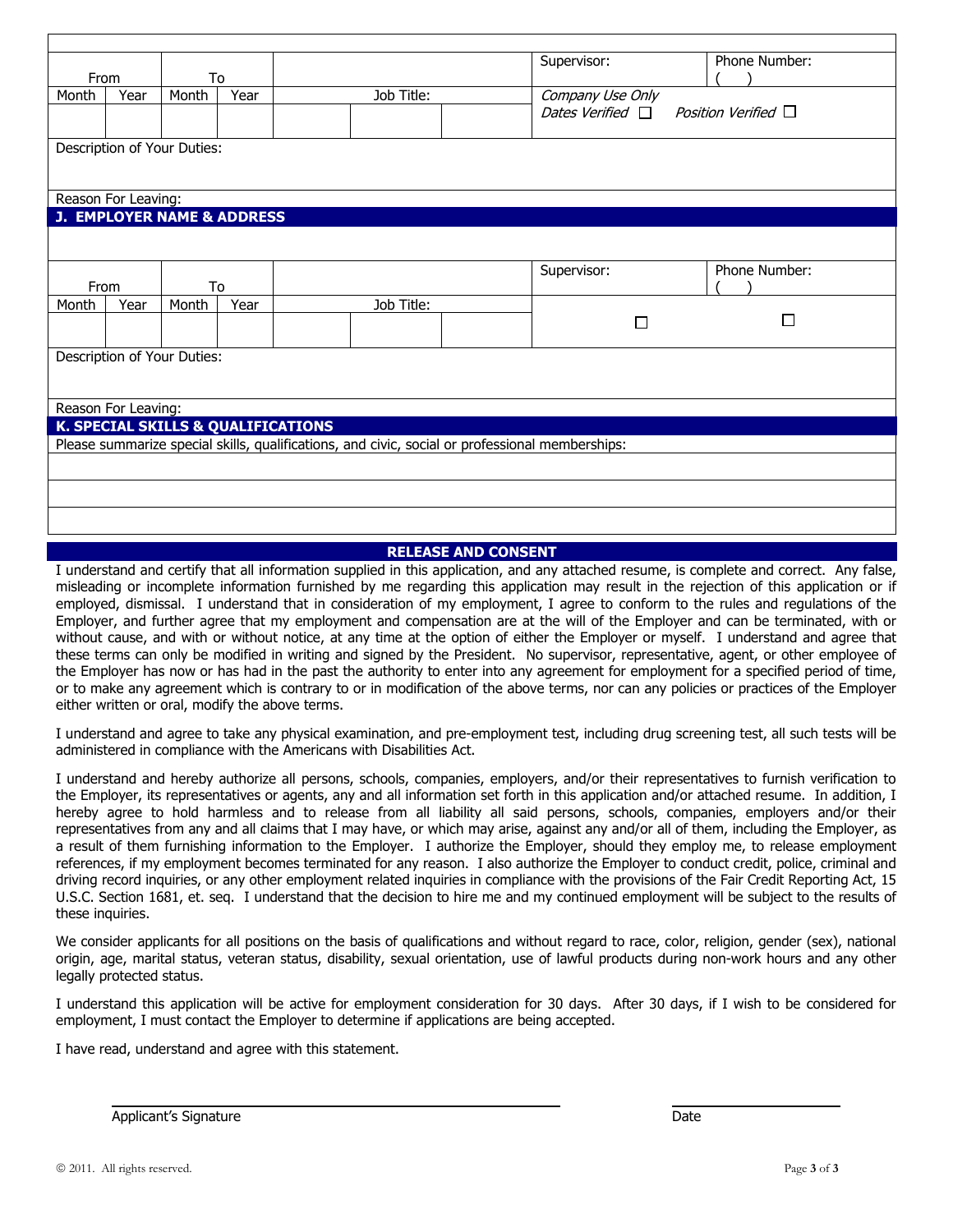| | | | | | | | | |
|---|---|---|---|---|---|---|---|---|
| | | | | | | | | |
| From | | To | | | | | Supervisor: | Phone Number: ( ) |
| Month | Year | Month | Year | Job Title: | | | *Company Use Only* *Dates Verified* ☐ | *Position Verified* ☐ |
| | | | | | | | | |
| Description of Your Duties: | | | | | | | | |
| Reason For Leaving: | | | | | | | | |

## J. EMPLOYER NAME & ADDRESS

| | | | | | | | | |
|---|---|---|---|---|---|---|---|---|
| | | | | | | | | |
| From | | To | | | | | Supervisor: | Phone Number: ( ) |
| Month | Year | Month | Year | Job Title: | | | ☐ | ☐ |
| | | | | | | | | |
| Description of Your Duties: | | | | | | | | |
| Reason For Leaving: | | | | | | | | |

## K. SPECIAL SKILLS & QUALIFICATIONS

Please summarize special skills, qualifications, and civic, social or professional memberships:

| |
|---|
| |
| |
| |

## RELEASE AND CONSENT

I understand and certify that all information supplied in this application, and any attached resume, is complete and correct. Any false, misleading or incomplete information furnished by me regarding this application may result in the rejection of this application or if employed, dismissal. I understand that in consideration of my employment, I agree to conform to the rules and regulations of the Employer, and further agree that my employment and compensation are at the will of the Employer and can be terminated, with or without cause, and with or without notice, at any time at the option of either the Employer or myself. I understand and agree that these terms can only be modified in writing and signed by the President. No supervisor, representative, agent, or other employee of the Employer has now or has had in the past the authority to enter into any agreement for employment for a specified period of time, or to make any agreement which is contrary to or in modification of the above terms, nor can any policies or practices of the Employer either written or oral, modify the above terms.

I understand and agree to take any physical examination, and pre-employment test, including drug screening test, all such tests will be administered in compliance with the Americans with Disabilities Act.

I understand and hereby authorize all persons, schools, companies, employers, and/or their representatives to furnish verification to the Employer, its representatives or agents, any and all information set forth in this application and/or attached resume. In addition, I hereby agree to hold harmless and to release from all liability all said persons, schools, companies, employers and/or their representatives from any and all claims that I may have, or which may arise, against any and/or all of them, including the Employer, as a result of them furnishing information to the Employer. I authorize the Employer, should they employ me, to release employment references, if my employment becomes terminated for any reason. I also authorize the Employer to conduct credit, police, criminal and driving record inquiries, or any other employment related inquiries in compliance with the provisions of the Fair Credit Reporting Act, 15 U.S.C. Section 1681, et. seq. I understand that the decision to hire me and my continued employment will be subject to the results of these inquiries.

We consider applicants for all positions on the basis of qualifications and without regard to race, color, religion, gender (sex), national origin, age, marital status, veteran status, disability, sexual orientation, use of lawful products during non-work hours and any other legally protected status.

I understand this application will be active for employment consideration for 30 days. After 30 days, if I wish to be considered for employment, I must contact the Employer to determine if applications are being accepted.

I have read, understand and agree with this statement.

\_\_\_\_\_\_\_\_\_\_\_\_\_\_\_\_\_\_\_\_\_\_\_\_\_\_\_\_\_\_\_\_\_\_\_\_\_\_\_\_ \_\_\_\_\_\_\_\_\_\_\_\_\_\_\_\_

Applicant's Signature Date

© 2011. All rights reserved.